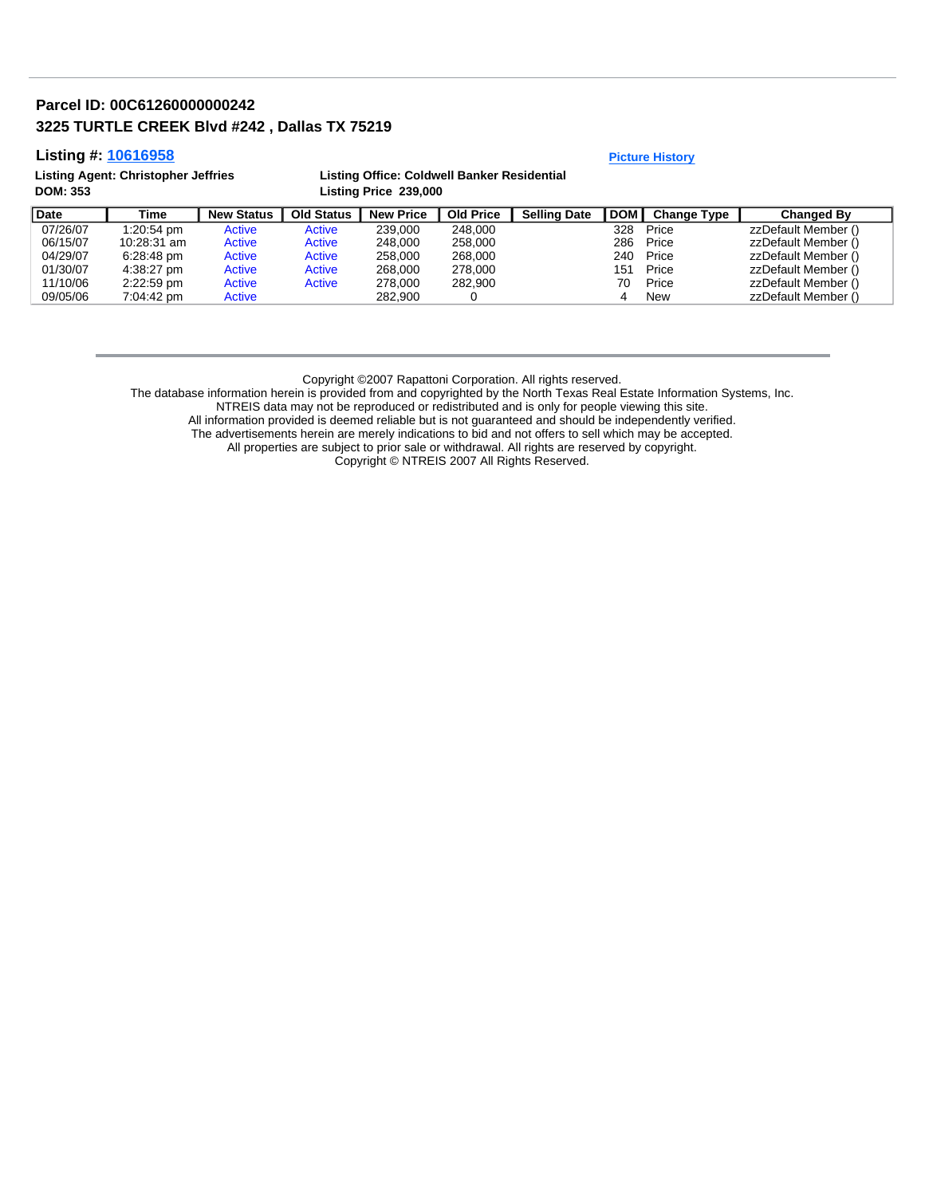**Parcel ID: 00C61260000000242**

**3225 TURTLE CREEK Blvd #242 , Dallas TX 75219**

**Listing #: 10616958** — Picture History

**Listing Agent: Christopher Jeffries**
**DOM: 353**

**Listing Office: Coldwell Banker Residential**
**Listing Price 239,000**

| Date | Time | New Status | Old Status | New Price | Old Price | Selling Date | DOM | Change Type | Changed By |
|---|---|---|---|---|---|---|---|---|---|
| 07/26/07 | 1:20:54 pm | Active | Active | 239,000 | 248,000 | | 328 | Price | zzDefault Member () |
| 06/15/07 | 10:28:31 am | Active | Active | 248,000 | 258,000 | | 286 | Price | zzDefault Member () |
| 04/29/07 | 6:28:48 pm | Active | Active | 258,000 | 268,000 | | 240 | Price | zzDefault Member () |
| 01/30/07 | 4:38:27 pm | Active | Active | 268,000 | 278,000 | | 151 | Price | zzDefault Member () |
| 11/10/06 | 2:22:59 pm | Active | Active | 278,000 | 282,900 | | 70 | Price | zzDefault Member () |
| 09/05/06 | 7:04:42 pm | Active | | 282,900 | 0 | | 4 | New | zzDefault Member () |

Copyright ©2007 Rapattoni Corporation. All rights reserved.
The database information herein is provided from and copyrighted by the North Texas Real Estate Information Systems, Inc.
NTREIS data may not be reproduced or redistributed and is only for people viewing this site.
All information provided is deemed reliable but is not guaranteed and should be independently verified.
The advertisements herein are merely indications to bid and not offers to sell which may be accepted.
All properties are subject to prior sale or withdrawal. All rights are reserved by copyright.
Copyright © NTREIS 2007 All Rights Reserved.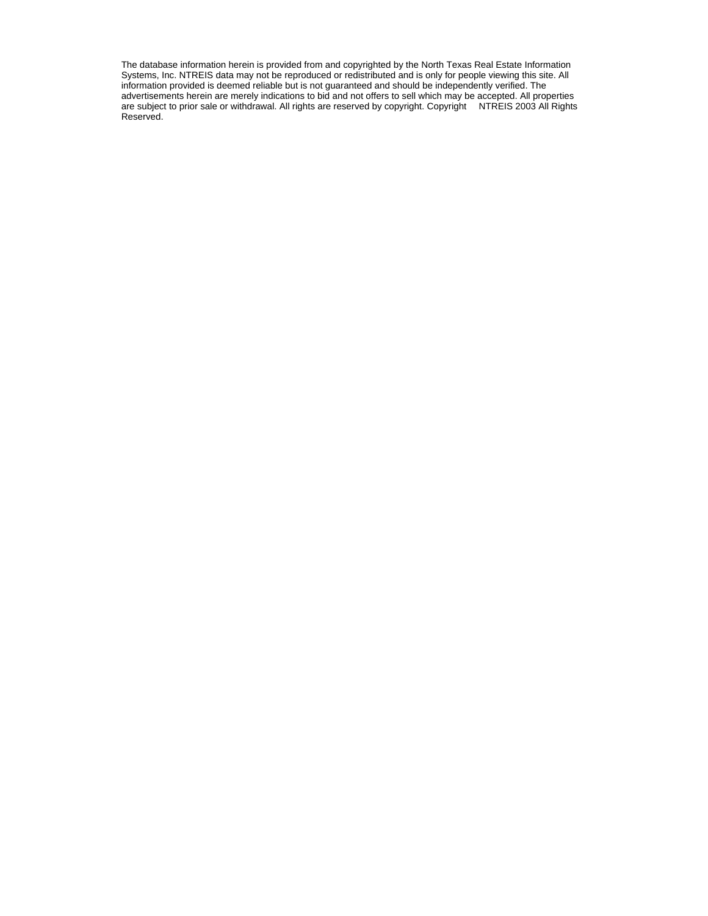The database information herein is provided from and copyrighted by the North Texas Real Estate Information Systems, Inc. NTREIS data may not be reproduced or redistributed and is only for people viewing this site. All information provided is deemed reliable but is not guaranteed and should be independently verified. The advertisements herein are merely indications to bid and not offers to sell which may be accepted. All properties are subject to prior sale or withdrawal. All rights are reserved by copyright. Copyright NTREIS 2003 All Rights Reserved.